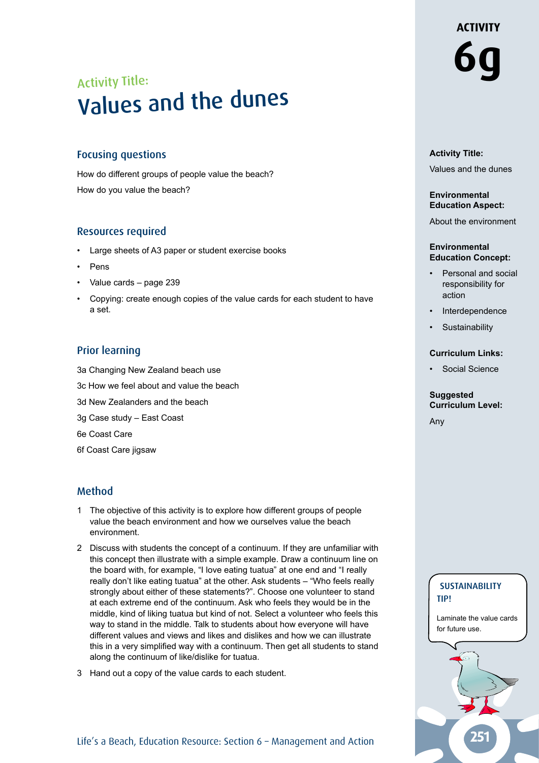# ACTIVITY 6g

## Activity Title:

# Values and the dunes

**Activity Title:**

Values and the dunes

**Environmental Education Aspect:**

About the environment

**Environmental Education Concept:**

- Personal and social responsibility for action
- Interdependence
- Sustainability

**Curriculum Links:**

- Social Science

**Suggested Curriculum Level:**

Any

### Focusing questions

How do different groups of people value the beach?

How do you value the beach?

### Resources required

- Large sheets of A3 paper or student exercise books
- Pens
- Value cards – page 239
- Copying: create enough copies of the value cards for each student to have a set.

### Prior learning

3a Changing New Zealand beach use

3c How we feel about and value the beach

3d New Zealanders and the beach

3g Case study – East Coast

6e Coast Care

6f Coast Care jigsaw

### Method

1. The objective of this activity is to explore how different groups of people value the beach environment and how we ourselves value the beach environment.
2. Discuss with students the concept of a continuum. If they are unfamiliar with this concept then illustrate with a simple example. Draw a continuum line on the board with, for example, "I love eating tuatua" at one end and "I really really don't like eating tuatua" at the other. Ask students – "Who feels really strongly about either of these statements?". Choose one volunteer to stand at each extreme end of the continuum. Ask who feels they would be in the middle, kind of liking tuatua but kind of not. Select a volunteer who feels this way to stand in the middle. Talk to students about how everyone will have different values and views and likes and dislikes and how we can illustrate this in a very simplified way with a continuum. Then get all students to stand along the continuum of like/dislike for tuatua.
3. Hand out a copy of the value cards to each student.

**SUSTAINABILITY TIP!**

Laminate the value cards for future use.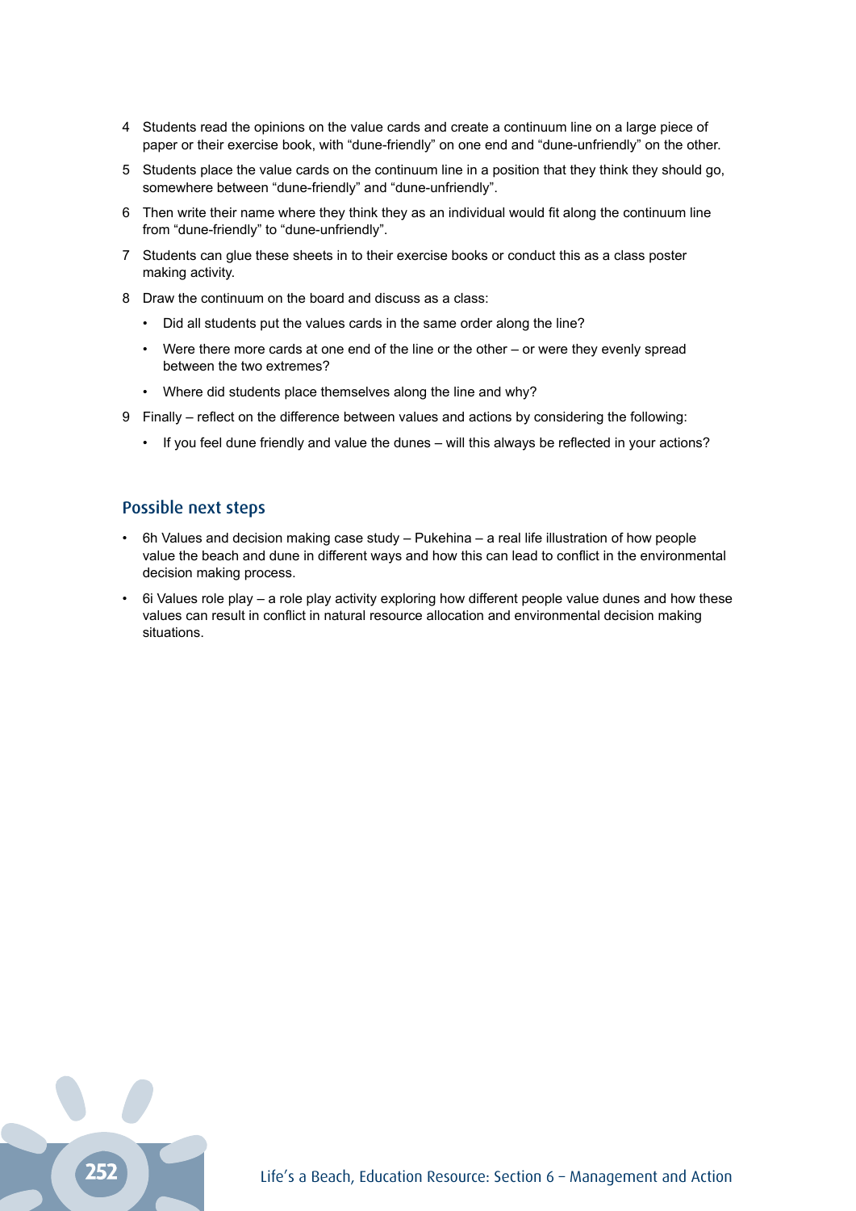4. Students read the opinions on the value cards and create a continuum line on a large piece of paper or their exercise book, with “dune-friendly” on one end and “dune-unfriendly” on the other.
5. Students place the value cards on the continuum line in a position that they think they should go, somewhere between “dune-friendly” and “dune-unfriendly”.
6. Then write their name where they think they as an individual would fit along the continuum line from “dune-friendly” to “dune-unfriendly”.
7. Students can glue these sheets in to their exercise books or conduct this as a class poster making activity.
8. Draw the continuum on the board and discuss as a class:
   - Did all students put the values cards in the same order along the line?
   - Were there more cards at one end of the line or the other – or were they evenly spread between the two extremes?
   - Where did students place themselves along the line and why?
9. Finally – reflect on the difference between values and actions by considering the following:
   - If you feel dune friendly and value the dunes – will this always be reflected in your actions?

## Possible next steps

- 6h Values and decision making case study – Pukehina – a real life illustration of how people value the beach and dune in different ways and how this can lead to conflict in the environmental decision making process.
- 6i Values role play – a role play activity exploring how different people value dunes and how these values can result in conflict in natural resource allocation and environmental decision making situations.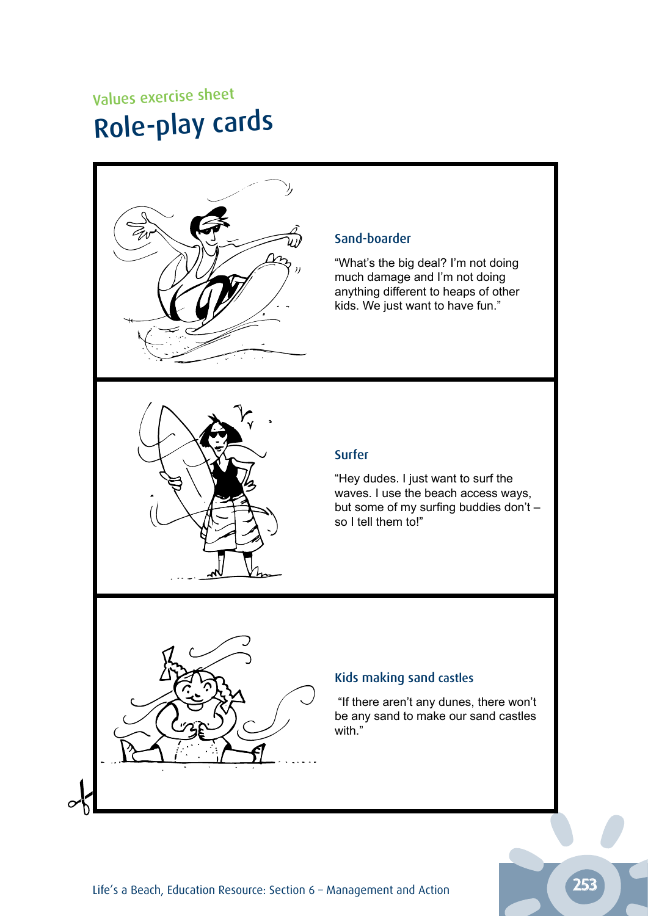Values exercise sheet

# Role-play cards

## Sand-boarder

"What's the big deal? I'm not doing much damage and I'm not doing anything different to heaps of other kids. We just want to have fun."

## Surfer

"Hey dudes. I just want to surf the waves. I use the beach access ways, but some of my surfing buddies don't – so I tell them to!"

## Kids making sand castles

"If there aren't any dunes, there won't be any sand to make our sand castles with."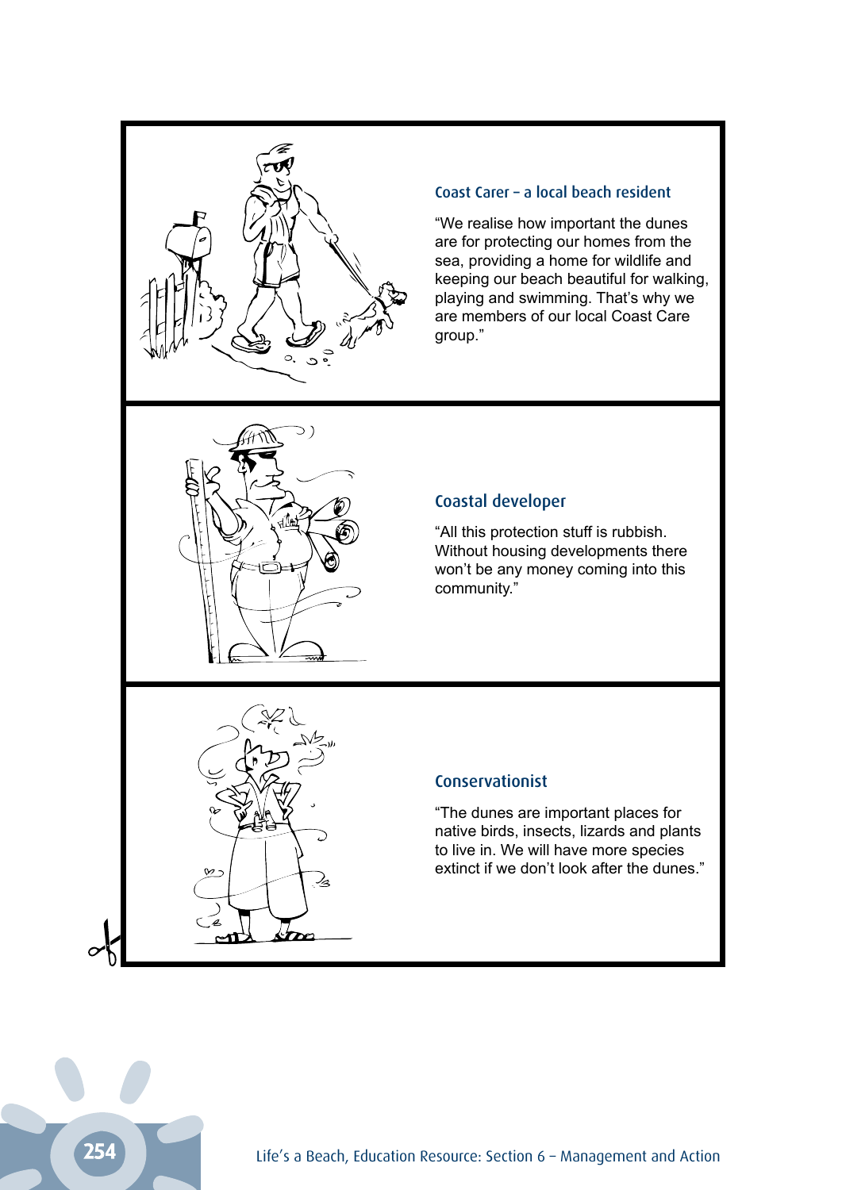### Coast Carer – a local beach resident

"We realise how important the dunes are for protecting our homes from the sea, providing a home for wildlife and keeping our beach beautiful for walking, playing and swimming. That's why we are members of our local Coast Care group."

### Coastal developer

"All this protection stuff is rubbish. Without housing developments there won't be any money coming into this community."

### Conservationist

"The dunes are important places for native birds, insects, lizards and plants to live in. We will have more species extinct if we don't look after the dunes."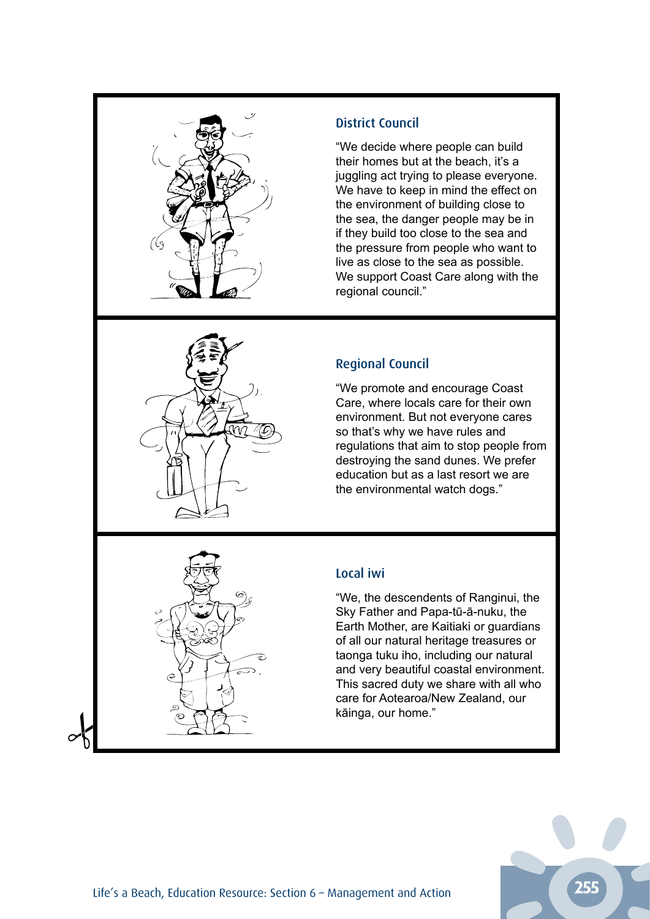## District Council

"We decide where people can build their homes but at the beach, it's a juggling act trying to please everyone. We have to keep in mind the effect on the environment of building close to the sea, the danger people may be in if they build too close to the sea and the pressure from people who want to live as close to the sea as possible. We support Coast Care along with the regional council."

## Regional Council

"We promote and encourage Coast Care, where locals care for their own environment. But not everyone cares so that's why we have rules and regulations that aim to stop people from destroying the sand dunes. We prefer education but as a last resort we are the environmental watch dogs."

## Local iwi

"We, the descendents of Ranginui, the Sky Father and Papa-tū-ā-nuku, the Earth Mother, are Kaitiaki or guardians of all our natural heritage treasures or taonga tuku iho, including our natural and very beautiful coastal environment. This sacred duty we share with all who care for Aotearoa/New Zealand, our kāinga, our home."